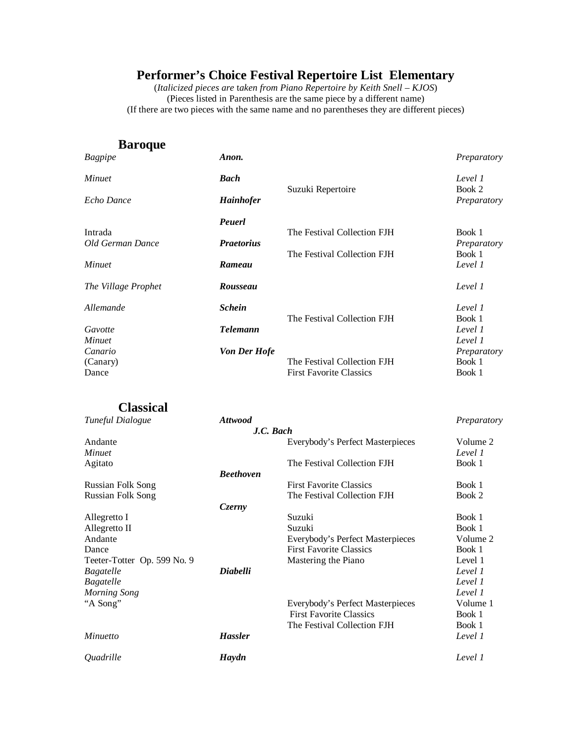# Performer's Choice Festival Repertoire List Elementary

(*Italicized pieces are taken from Piano Repertoire by Keith Snell – KJOS*)
(Pieces listed in Parenthesis are the same piece by a different name)
(If there are two pieces with the same name and no parentheses they are different pieces)

## Baroque

| Piece | Composer | Book | Level |
|---|---|---|---|
| *Bagpipe* | ***Anon.*** | | *Preparatory* |
| *Minuet* | ***Bach*** | | *Level 1* |
| | | Suzuki Repertoire | Book 2 |
| *Echo Dance* | ***Hainhofer*** | | *Preparatory* |
| | ***Peuerl*** | | |
| Intrada | | The Festival Collection FJH | Book 1 |
| *Old German Dance* | ***Praetorius*** | | *Preparatory* |
| | | The Festival Collection FJH | Book 1 |
| *Minuet* | ***Rameau*** | | *Level 1* |
| *The Village Prophet* | ***Rousseau*** | | *Level 1* |
| *Allemande* | ***Schein*** | | *Level 1* |
| | | The Festival Collection FJH | Book 1 |
| *Gavotte* | ***Telemann*** | | *Level 1* |
| *Minuet* | | | *Level 1* |
| *Canario* | ***Von Der Hofe*** | | *Preparatory* |
| (Canary) | | The Festival Collection FJH | Book 1 |
| Dance | | First Favorite Classics | Book 1 |

## Classical

| Piece | Composer | Book | Level |
|---|---|---|---|
| *Tuneful Dialogue* | ***Attwood*** | | *Preparatory* |
| | ***J.C. Bach*** | | |
| Andante | | Everybody's Perfect Masterpieces | Volume 2 |
| *Minuet* | | | *Level 1* |
| Agitato | | The Festival Collection FJH | Book 1 |
| | ***Beethoven*** | | |
| Russian Folk Song | | First Favorite Classics | Book 1 |
| Russian Folk Song | | The Festival Collection FJH | Book 2 |
| | ***Czerny*** | | |
| Allegretto I | | Suzuki | Book 1 |
| Allegretto II | | Suzuki | Book 1 |
| Andante | | Everybody's Perfect Masterpieces | Volume 2 |
| Dance | | First Favorite Classics | Book 1 |
| Teeter-Totter Op. 599 No. 9 | | Mastering the Piano | Level 1 |
| *Bagatelle* | ***Diabelli*** | | *Level 1* |
| *Bagatelle* | | | *Level 1* |
| *Morning Song* | | | *Level 1* |
| "A Song" | | Everybody's Perfect Masterpieces | Volume 1 |
| | | First Favorite Classics | Book 1 |
| | | The Festival Collection FJH | Book 1 |
| *Minuetto* | ***Hassler*** | | *Level 1* |
| *Quadrille* | ***Haydn*** | | *Level 1* |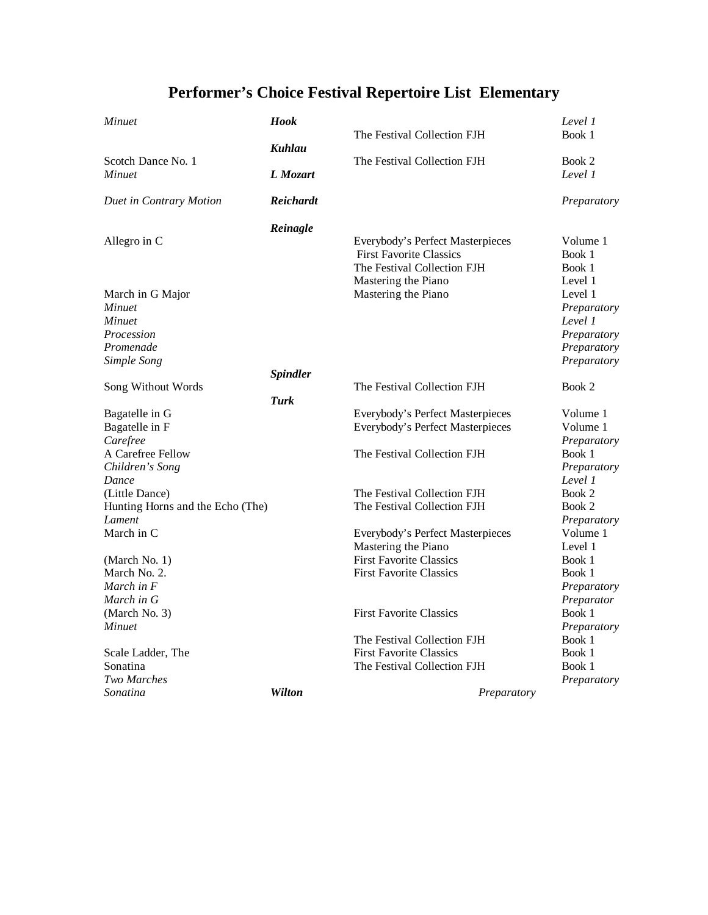# Performer's Choice Festival Repertoire List Elementary

| Title | Composer | Book | Level |
|---|---|---|---|
| *Minuet* | ***Hook*** | | *Level 1* |
| | | The Festival Collection FJH | Book 1 |
| | ***Kuhlau*** | | |
| Scotch Dance No. 1 | | The Festival Collection FJH | Book 2 |
| *Minuet* | ***L Mozart*** | | *Level 1* |
| *Duet in Contrary Motion* | ***Reichardt*** | | *Preparatory* |
| | ***Reinagle*** | | |
| Allegro in C | | Everybody's Perfect Masterpieces | Volume 1 |
| | | First Favorite Classics | Book 1 |
| | | The Festival Collection FJH | Book 1 |
| | | Mastering the Piano | Level 1 |
| March in G Major | | Mastering the Piano | Level 1 |
| *Minuet* | | | *Preparatory* |
| *Minuet* | | | *Level 1* |
| *Procession* | | | *Preparatory* |
| *Promenade* | | | *Preparatory* |
| *Simple Song* | | | *Preparatory* |
| | ***Spindler*** | | |
| Song Without Words | | The Festival Collection FJH | Book 2 |
| | ***Turk*** | | |
| Bagatelle in G | | Everybody's Perfect Masterpieces | Volume 1 |
| Bagatelle in F | | Everybody's Perfect Masterpieces | Volume 1 |
| *Carefree* | | | *Preparatory* |
| A Carefree Fellow | | The Festival Collection FJH | Book 1 |
| *Children's Song* | | | *Preparatory* |
| *Dance* | | | *Level 1* |
| (Little Dance) | | The Festival Collection FJH | Book 2 |
| Hunting Horns and the Echo (The) | | The Festival Collection FJH | Book 2 |
| *Lament* | | | *Preparatory* |
| March in C | | Everybody's Perfect Masterpieces | Volume 1 |
| | | Mastering the Piano | Level 1 |
| (March No. 1) | | First Favorite Classics | Book 1 |
| March No. 2. | | First Favorite Classics | Book 1 |
| *March in F* | | | *Preparatory* |
| *March in G* | | | *Preparator* |
| (March No. 3) | | First Favorite Classics | Book 1 |
| *Minuet* | | | *Preparatory* |
| | | The Festival Collection FJH | Book 1 |
| Scale Ladder, The | | First Favorite Classics | Book 1 |
| Sonatina | | The Festival Collection FJH | Book 1 |
| *Two Marches* | | | *Preparatory* |
| *Sonatina* | ***Wilton*** | *Preparatory* | |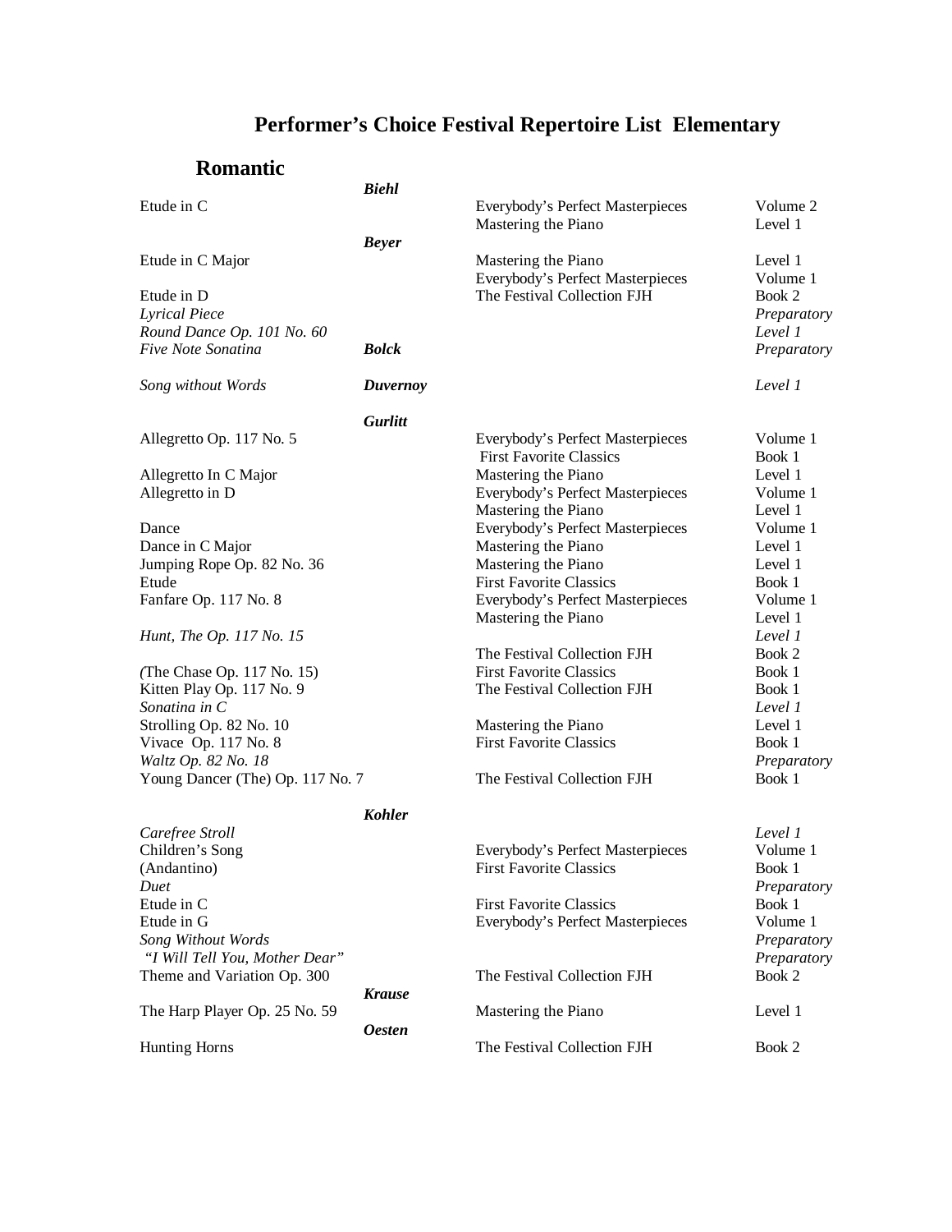# Performer's Choice Festival Repertoire List Elementary

## Romantic

| Title | Composer | Book | Level |
|---|---|---|---|
| | ***Biehl*** | | |
| Etude in C | | Everybody's Perfect Masterpieces | Volume 2 |
| | | Mastering the Piano | Level 1 |
| | ***Beyer*** | | |
| Etude in C Major | | Mastering the Piano | Level 1 |
| | | Everybody's Perfect Masterpieces | Volume 1 |
| Etude in D | | The Festival Collection FJH | Book 2 |
| *Lyrical Piece* | | | *Preparatory* |
| *Round Dance Op. 101 No. 60* | | | *Level 1* |
| *Five Note Sonatina* | ***Bolck*** | | *Preparatory* |
| *Song without Words* | ***Duvernoy*** | | *Level 1* |
| | ***Gurlitt*** | | |
| Allegretto Op. 117 No. 5 | | Everybody's Perfect Masterpieces | Volume 1 |
| | | First Favorite Classics | Book 1 |
| Allegretto In C Major | | Mastering the Piano | Level 1 |
| Allegretto in D | | Everybody's Perfect Masterpieces | Volume 1 |
| | | Mastering the Piano | Level 1 |
| Dance | | Everybody's Perfect Masterpieces | Volume 1 |
| Dance in C Major | | Mastering the Piano | Level 1 |
| Jumping Rope Op. 82 No. 36 | | Mastering the Piano | Level 1 |
| Etude | | First Favorite Classics | Book 1 |
| Fanfare Op. 117 No. 8 | | Everybody's Perfect Masterpieces | Volume 1 |
| | | Mastering the Piano | Level 1 |
| *Hunt, The Op. 117 No. 15* | | | *Level 1* |
| | | The Festival Collection FJH | Book 2 |
| (The Chase Op. 117 No. 15) | | First Favorite Classics | Book 1 |
| Kitten Play Op. 117 No. 9 | | The Festival Collection FJH | Book 1 |
| *Sonatina in C* | | | *Level 1* |
| Strolling Op. 82 No. 10 | | Mastering the Piano | Level 1 |
| Vivace Op. 117 No. 8 | | First Favorite Classics | Book 1 |
| *Waltz Op. 82 No. 18* | | | *Preparatory* |
| Young Dancer (The) Op. 117 No. 7 | | The Festival Collection FJH | Book 1 |
| | ***Kohler*** | | |
| *Carefree Stroll* | | | *Level 1* |
| Children's Song | | Everybody's Perfect Masterpieces | Volume 1 |
| (Andantino) | | First Favorite Classics | Book 1 |
| *Duet* | | | *Preparatory* |
| Etude in C | | First Favorite Classics | Book 1 |
| Etude in G | | Everybody's Perfect Masterpieces | Volume 1 |
| *Song Without Words* | | | *Preparatory* |
| *"I Will Tell You, Mother Dear"* | | | *Preparatory* |
| Theme and Variation Op. 300 | | The Festival Collection FJH | Book 2 |
| | ***Krause*** | | |
| The Harp Player Op. 25 No. 59 | | Mastering the Piano | Level 1 |
| | ***Oesten*** | | |
| Hunting Horns | | The Festival Collection FJH | Book 2 |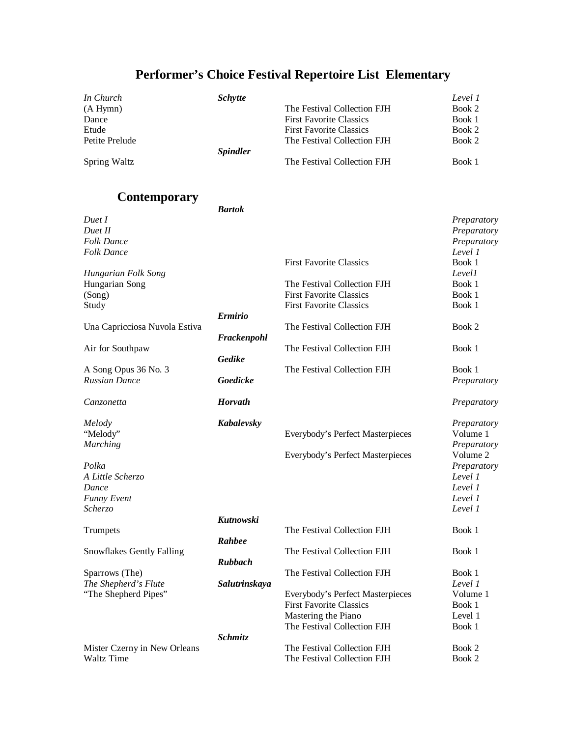# Performer's Choice Festival Repertoire List Elementary

| | | | |
|---|---|---|---|
| *In Church* | ***Schytte*** | | *Level 1* |
| (A Hymn) | | The Festival Collection FJH | Book 2 |
| Dance | | First Favorite Classics | Book 1 |
| Etude | | First Favorite Classics | Book 2 |
| Petite Prelude | | The Festival Collection FJH | Book 2 |
| | ***Spindler*** | | |
| Spring Waltz | | The Festival Collection FJH | Book 1 |

## Contemporary

| | | | |
|---|---|---|---|
| | ***Bartok*** | | |
| *Duet I* | | | *Preparatory* |
| *Duet II* | | | *Preparatory* |
| *Folk Dance* | | | *Preparatory* |
| *Folk Dance* | | | *Level 1* |
| | | First Favorite Classics | Book 1 |
| *Hungarian Folk Song* | | | *Level1* |
| Hungarian Song | | The Festival Collection FJH | Book 1 |
| (Song) | | First Favorite Classics | Book 1 |
| Study | | First Favorite Classics | Book 1 |
| | ***Ermirio*** | | |
| Una Capricciosa Nuvola Estiva | | The Festival Collection FJH | Book 2 |
| | ***Frackenpohl*** | | |
| Air for Southpaw | | The Festival Collection FJH | Book 1 |
| | ***Gedike*** | | |
| A Song Opus 36 No. 3 | | The Festival Collection FJH | Book 1 |
| *Russian Dance* | ***Goedicke*** | | *Preparatory* |
| *Canzonetta* | ***Horvath*** | | *Preparatory* |
| *Melody* | ***Kabalevsky*** | | *Preparatory* |
| "Melody" | | Everybody's Perfect Masterpieces | Volume 1 |
| *Marching* | | | *Preparatory* |
| | | Everybody's Perfect Masterpieces | Volume 2 |
| *Polka* | | | *Preparatory* |
| *A Little Scherzo* | | | *Level 1* |
| *Dance* | | | *Level 1* |
| *Funny Event* | | | *Level 1* |
| *Scherzo* | | | *Level 1* |
| | ***Kutnowski*** | | |
| Trumpets | | The Festival Collection FJH | Book 1 |
| | ***Rahbee*** | | |
| Snowflakes Gently Falling | | The Festival Collection FJH | Book 1 |
| | ***Rubbach*** | | |
| Sparrows (The) | | The Festival Collection FJH | Book 1 |
| *The Shepherd's Flute* | ***Salutrinskaya*** | | *Level 1* |
| "The Shepherd Pipes" | | Everybody's Perfect Masterpieces | Volume 1 |
| | | First Favorite Classics | Book 1 |
| | | Mastering the Piano | Level 1 |
| | | The Festival Collection FJH | Book 1 |
| | ***Schmitz*** | | |
| Mister Czerny in New Orleans | | The Festival Collection FJH | Book 2 |
| Waltz Time | | The Festival Collection FJH | Book 2 |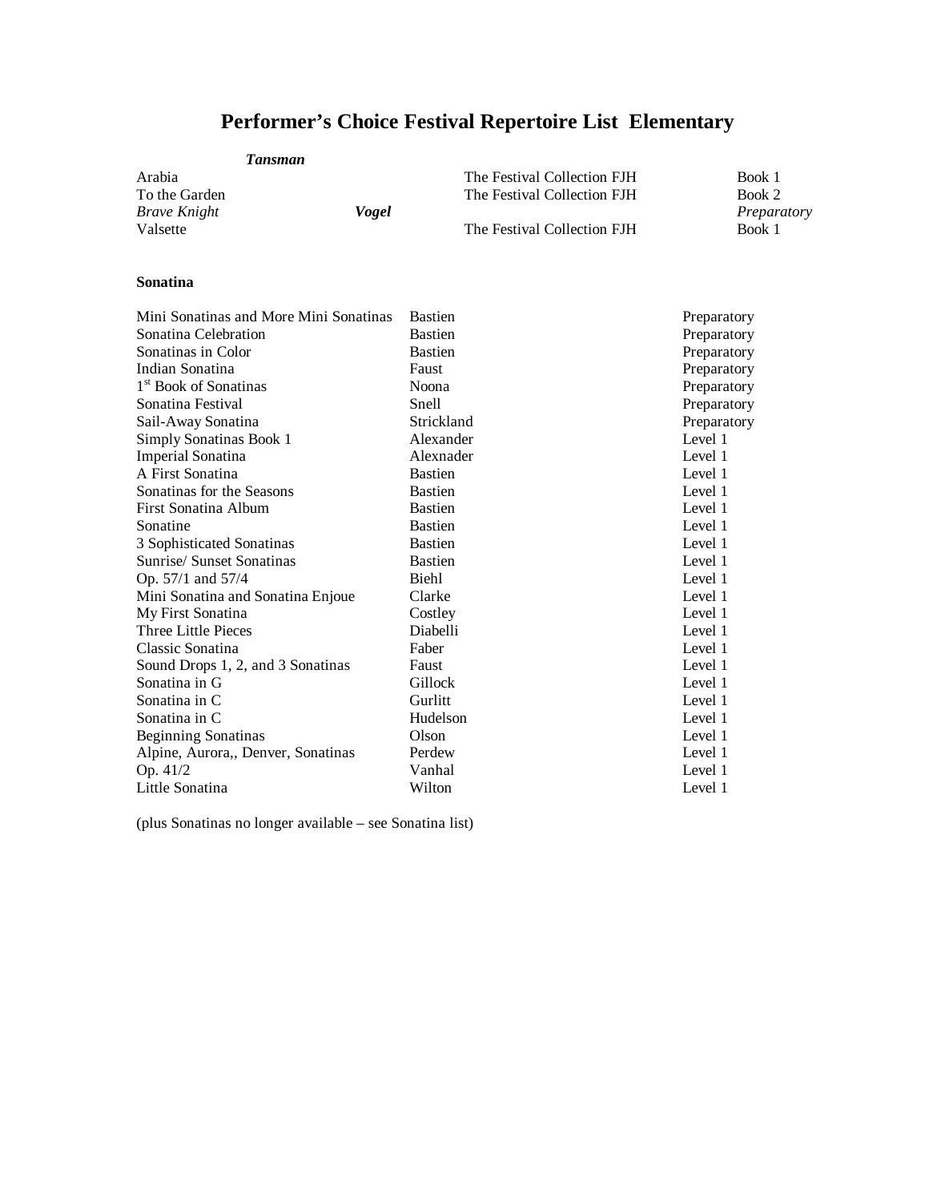# Performer's Choice Festival Repertoire List Elementary

***Tansman***

| | | | |
|---|---|---|---|
| Arabia | | The Festival Collection FJH | Book 1 |
| To the Garden | | The Festival Collection FJH | Book 2 |
| *Brave Knight* | ***Vogel*** | | *Preparatory* |
| Valsette | | The Festival Collection FJH | Book 1 |

**Sonatina**

| | | |
|---|---|---|
| Mini Sonatinas and More Mini Sonatinas | Bastien | Preparatory |
| Sonatina Celebration | Bastien | Preparatory |
| Sonatinas in Color | Bastien | Preparatory |
| Indian Sonatina | Faust | Preparatory |
| 1st Book of Sonatinas | Noona | Preparatory |
| Sonatina Festival | Snell | Preparatory |
| Sail-Away Sonatina | Strickland | Preparatory |
| Simply Sonatinas Book 1 | Alexander | Level 1 |
| Imperial Sonatina | Alexnader | Level 1 |
| A First Sonatina | Bastien | Level 1 |
| Sonatinas for the Seasons | Bastien | Level 1 |
| First Sonatina Album | Bastien | Level 1 |
| Sonatine | Bastien | Level 1 |
| 3 Sophisticated Sonatinas | Bastien | Level 1 |
| Sunrise/ Sunset Sonatinas | Bastien | Level 1 |
| Op. 57/1 and 57/4 | Biehl | Level 1 |
| Mini Sonatina and Sonatina Enjoue | Clarke | Level 1 |
| My First Sonatina | Costley | Level 1 |
| Three Little Pieces | Diabelli | Level 1 |
| Classic Sonatina | Faber | Level 1 |
| Sound Drops 1, 2, and 3 Sonatinas | Faust | Level 1 |
| Sonatina in G | Gillock | Level 1 |
| Sonatina in C | Gurlitt | Level 1 |
| Sonatina in C | Hudelson | Level 1 |
| Beginning Sonatinas | Olson | Level 1 |
| Alpine, Aurora,, Denver, Sonatinas | Perdew | Level 1 |
| Op. 41/2 | Vanhal | Level 1 |
| Little Sonatina | Wilton | Level 1 |

(plus Sonatinas no longer available – see Sonatina list)